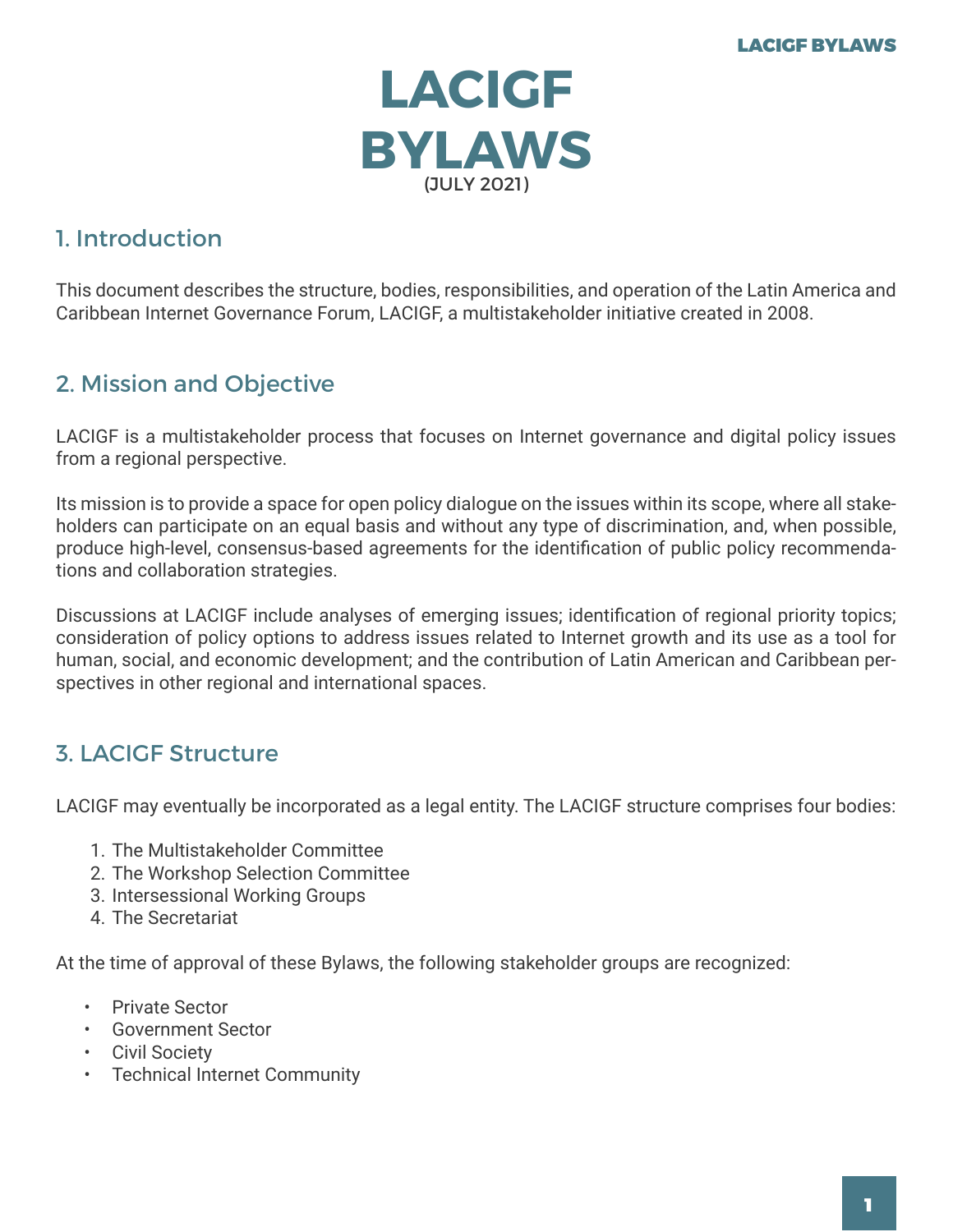# LACIGF BYLAWS

(JULY 2021)

## 1. Introduction

This document describes the structure, bodies, responsibilities, and operation of the Latin America and Caribbean Internet Governance Forum, LACIGF, a multistakeholder initiative created in 2008.

## 2. Mission and Objective

LACIGF is a multistakeholder process that focuses on Internet governance and digital policy issues from a regional perspective.

Its mission is to provide a space for open policy dialogue on the issues within its scope, where all stakeholders can participate on an equal basis and without any type of discrimination, and, when possible, produce high-level, consensus-based agreements for the identification of public policy recommendations and collaboration strategies.

Discussions at LACIGF include analyses of emerging issues; identification of regional priority topics; consideration of policy options to address issues related to Internet growth and its use as a tool for human, social, and economic development; and the contribution of Latin American and Caribbean perspectives in other regional and international spaces.

## 3. LACIGF Structure

LACIGF may eventually be incorporated as a legal entity. The LACIGF structure comprises four bodies:

1. The Multistakeholder Committee
2. The Workshop Selection Committee
3. Intersessional Working Groups
4. The Secretariat

At the time of approval of these Bylaws, the following stakeholder groups are recognized:

- Private Sector
- Government Sector
- Civil Society
- Technical Internet Community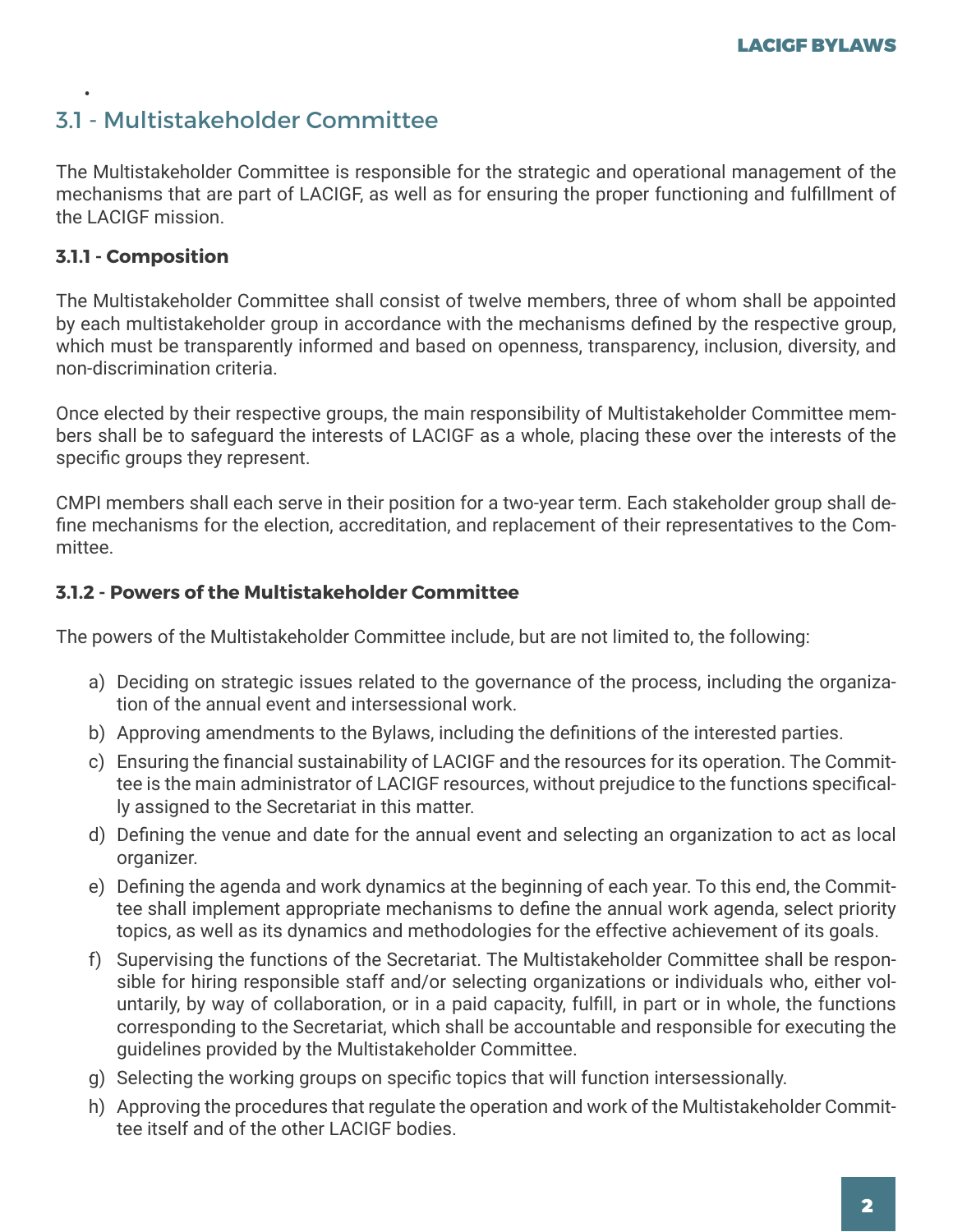## 3.1 - Multistakeholder Committee

The Multistakeholder Committee is responsible for the strategic and operational management of the mechanisms that are part of LACIGF, as well as for ensuring the proper functioning and fulfillment of the LACIGF mission.

### 3.1.1 - Composition

The Multistakeholder Committee shall consist of twelve members, three of whom shall be appointed by each multistakeholder group in accordance with the mechanisms defined by the respective group, which must be transparently informed and based on openness, transparency, inclusion, diversity, and non-discrimination criteria.

Once elected by their respective groups, the main responsibility of Multistakeholder Committee members shall be to safeguard the interests of LACIGF as a whole, placing these over the interests of the specific groups they represent.

CMPI members shall each serve in their position for a two-year term. Each stakeholder group shall define mechanisms for the election, accreditation, and replacement of their representatives to the Committee.

### 3.1.2 - Powers of the Multistakeholder Committee

The powers of the Multistakeholder Committee include, but are not limited to, the following:

a) Deciding on strategic issues related to the governance of the process, including the organization of the annual event and intersessional work.
b) Approving amendments to the Bylaws, including the definitions of the interested parties.
c) Ensuring the financial sustainability of LACIGF and the resources for its operation. The Committee is the main administrator of LACIGF resources, without prejudice to the functions specifically assigned to the Secretariat in this matter.
d) Defining the venue and date for the annual event and selecting an organization to act as local organizer.
e) Defining the agenda and work dynamics at the beginning of each year. To this end, the Committee shall implement appropriate mechanisms to define the annual work agenda, select priority topics, as well as its dynamics and methodologies for the effective achievement of its goals.
f) Supervising the functions of the Secretariat. The Multistakeholder Committee shall be responsible for hiring responsible staff and/or selecting organizations or individuals who, either voluntarily, by way of collaboration, or in a paid capacity, fulfill, in part or in whole, the functions corresponding to the Secretariat, which shall be accountable and responsible for executing the guidelines provided by the Multistakeholder Committee.
g) Selecting the working groups on specific topics that will function intersessionally.
h) Approving the procedures that regulate the operation and work of the Multistakeholder Committee itself and of the other LACIGF bodies.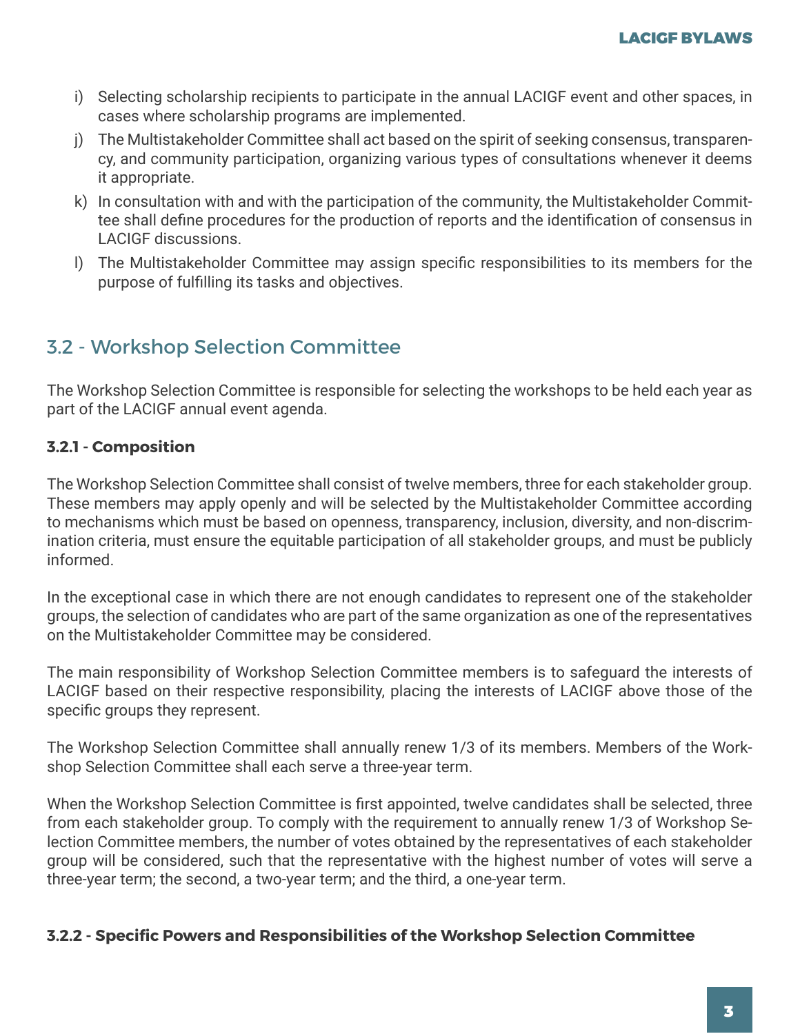i) Selecting scholarship recipients to participate in the annual LACIGF event and other spaces, in cases where scholarship programs are implemented.

j) The Multistakeholder Committee shall act based on the spirit of seeking consensus, transparency, and community participation, organizing various types of consultations whenever it deems it appropriate.

k) In consultation with and with the participation of the community, the Multistakeholder Committee shall define procedures for the production of reports and the identification of consensus in LACIGF discussions.

l) The Multistakeholder Committee may assign specific responsibilities to its members for the purpose of fulfilling its tasks and objectives.

## 3.2 - Workshop Selection Committee

The Workshop Selection Committee is responsible for selecting the workshops to be held each year as part of the LACIGF annual event agenda.

### 3.2.1 - Composition

The Workshop Selection Committee shall consist of twelve members, three for each stakeholder group. These members may apply openly and will be selected by the Multistakeholder Committee according to mechanisms which must be based on openness, transparency, inclusion, diversity, and non-discrimination criteria, must ensure the equitable participation of all stakeholder groups, and must be publicly informed.

In the exceptional case in which there are not enough candidates to represent one of the stakeholder groups, the selection of candidates who are part of the same organization as one of the representatives on the Multistakeholder Committee may be considered.

The main responsibility of Workshop Selection Committee members is to safeguard the interests of LACIGF based on their respective responsibility, placing the interests of LACIGF above those of the specific groups they represent.

The Workshop Selection Committee shall annually renew 1/3 of its members. Members of the Workshop Selection Committee shall each serve a three-year term.

When the Workshop Selection Committee is first appointed, twelve candidates shall be selected, three from each stakeholder group. To comply with the requirement to annually renew 1/3 of Workshop Selection Committee members, the number of votes obtained by the representatives of each stakeholder group will be considered, such that the representative with the highest number of votes will serve a three-year term; the second, a two-year term; and the third, a one-year term.

### 3.2.2 - Specific Powers and Responsibilities of the Workshop Selection Committee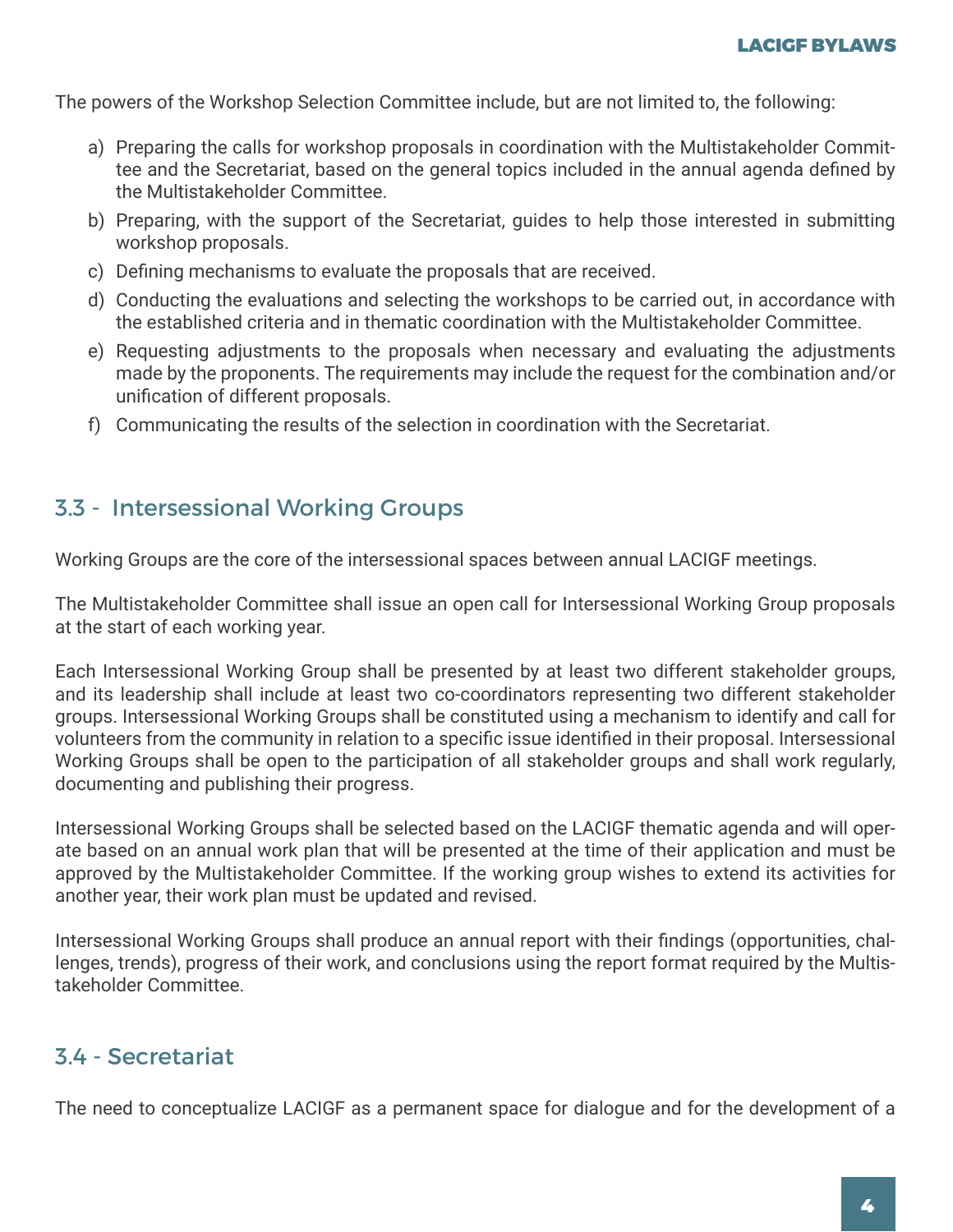The powers of the Workshop Selection Committee include, but are not limited to, the following:

a) Preparing the calls for workshop proposals in coordination with the Multistakeholder Committee and the Secretariat, based on the general topics included in the annual agenda defined by the Multistakeholder Committee.
b) Preparing, with the support of the Secretariat, guides to help those interested in submitting workshop proposals.
c) Defining mechanisms to evaluate the proposals that are received.
d) Conducting the evaluations and selecting the workshops to be carried out, in accordance with the established criteria and in thematic coordination with the Multistakeholder Committee.
e) Requesting adjustments to the proposals when necessary and evaluating the adjustments made by the proponents. The requirements may include the request for the combination and/or unification of different proposals.
f) Communicating the results of the selection in coordination with the Secretariat.

## 3.3 - Intersessional Working Groups

Working Groups are the core of the intersessional spaces between annual LACIGF meetings.

The Multistakeholder Committee shall issue an open call for Intersessional Working Group proposals at the start of each working year.

Each Intersessional Working Group shall be presented by at least two different stakeholder groups, and its leadership shall include at least two co-coordinators representing two different stakeholder groups. Intersessional Working Groups shall be constituted using a mechanism to identify and call for volunteers from the community in relation to a specific issue identified in their proposal. Intersessional Working Groups shall be open to the participation of all stakeholder groups and shall work regularly, documenting and publishing their progress.

Intersessional Working Groups shall be selected based on the LACIGF thematic agenda and will operate based on an annual work plan that will be presented at the time of their application and must be approved by the Multistakeholder Committee. If the working group wishes to extend its activities for another year, their work plan must be updated and revised.

Intersessional Working Groups shall produce an annual report with their findings (opportunities, challenges, trends), progress of their work, and conclusions using the report format required by the Multistakeholder Committee.

## 3.4 - Secretariat

The need to conceptualize LACIGF as a permanent space for dialogue and for the development of a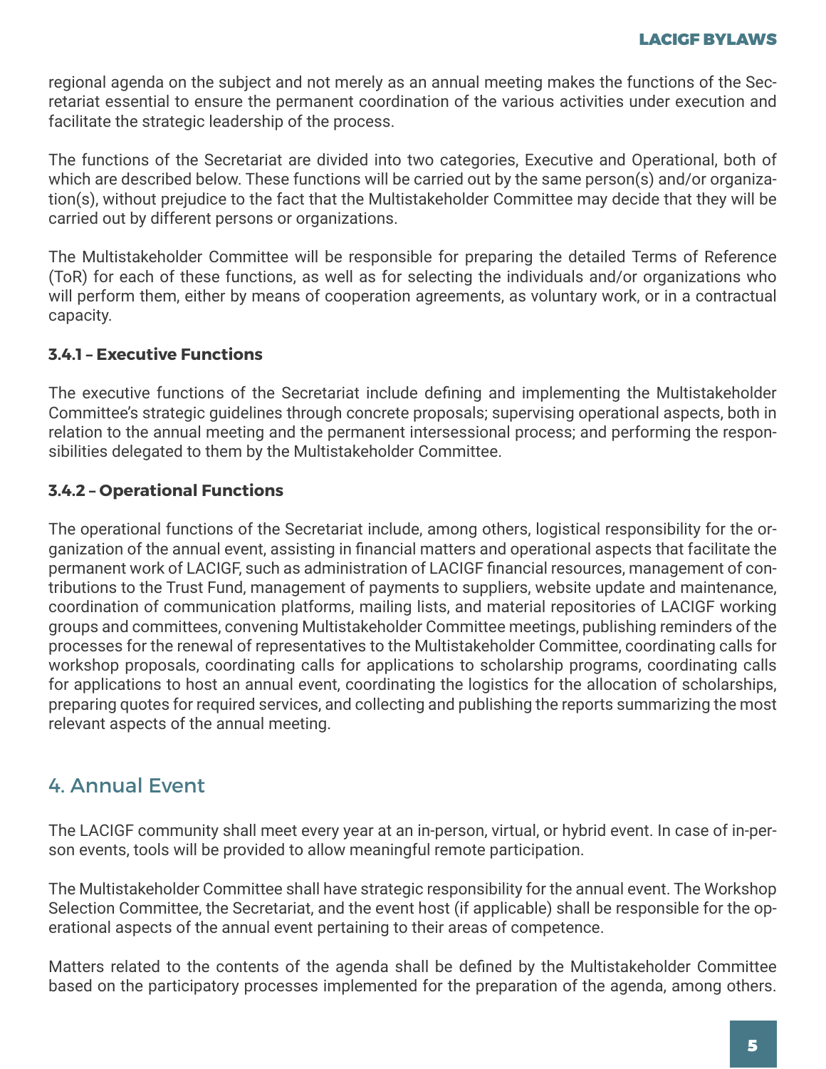regional agenda on the subject and not merely as an annual meeting makes the functions of the Secretariat essential to ensure the permanent coordination of the various activities under execution and facilitate the strategic leadership of the process.

The functions of the Secretariat are divided into two categories, Executive and Operational, both of which are described below. These functions will be carried out by the same person(s) and/or organization(s), without prejudice to the fact that the Multistakeholder Committee may decide that they will be carried out by different persons or organizations.

The Multistakeholder Committee will be responsible for preparing the detailed Terms of Reference (ToR) for each of these functions, as well as for selecting the individuals and/or organizations who will perform them, either by means of cooperation agreements, as voluntary work, or in a contractual capacity.

### 3.4.1 – Executive Functions

The executive functions of the Secretariat include defining and implementing the Multistakeholder Committee's strategic guidelines through concrete proposals; supervising operational aspects, both in relation to the annual meeting and the permanent intersessional process; and performing the responsibilities delegated to them by the Multistakeholder Committee.

### 3.4.2 – Operational Functions

The operational functions of the Secretariat include, among others, logistical responsibility for the organization of the annual event, assisting in financial matters and operational aspects that facilitate the permanent work of LACIGF, such as administration of LACIGF financial resources, management of contributions to the Trust Fund, management of payments to suppliers, website update and maintenance, coordination of communication platforms, mailing lists, and material repositories of LACIGF working groups and committees, convening Multistakeholder Committee meetings, publishing reminders of the processes for the renewal of representatives to the Multistakeholder Committee, coordinating calls for workshop proposals, coordinating calls for applications to scholarship programs, coordinating calls for applications to host an annual event, coordinating the logistics for the allocation of scholarships, preparing quotes for required services, and collecting and publishing the reports summarizing the most relevant aspects of the annual meeting.

## 4. Annual Event

The LACIGF community shall meet every year at an in-person, virtual, or hybrid event. In case of in-person events, tools will be provided to allow meaningful remote participation.

The Multistakeholder Committee shall have strategic responsibility for the annual event. The Workshop Selection Committee, the Secretariat, and the event host (if applicable) shall be responsible for the operational aspects of the annual event pertaining to their areas of competence.

Matters related to the contents of the agenda shall be defined by the Multistakeholder Committee based on the participatory processes implemented for the preparation of the agenda, among others.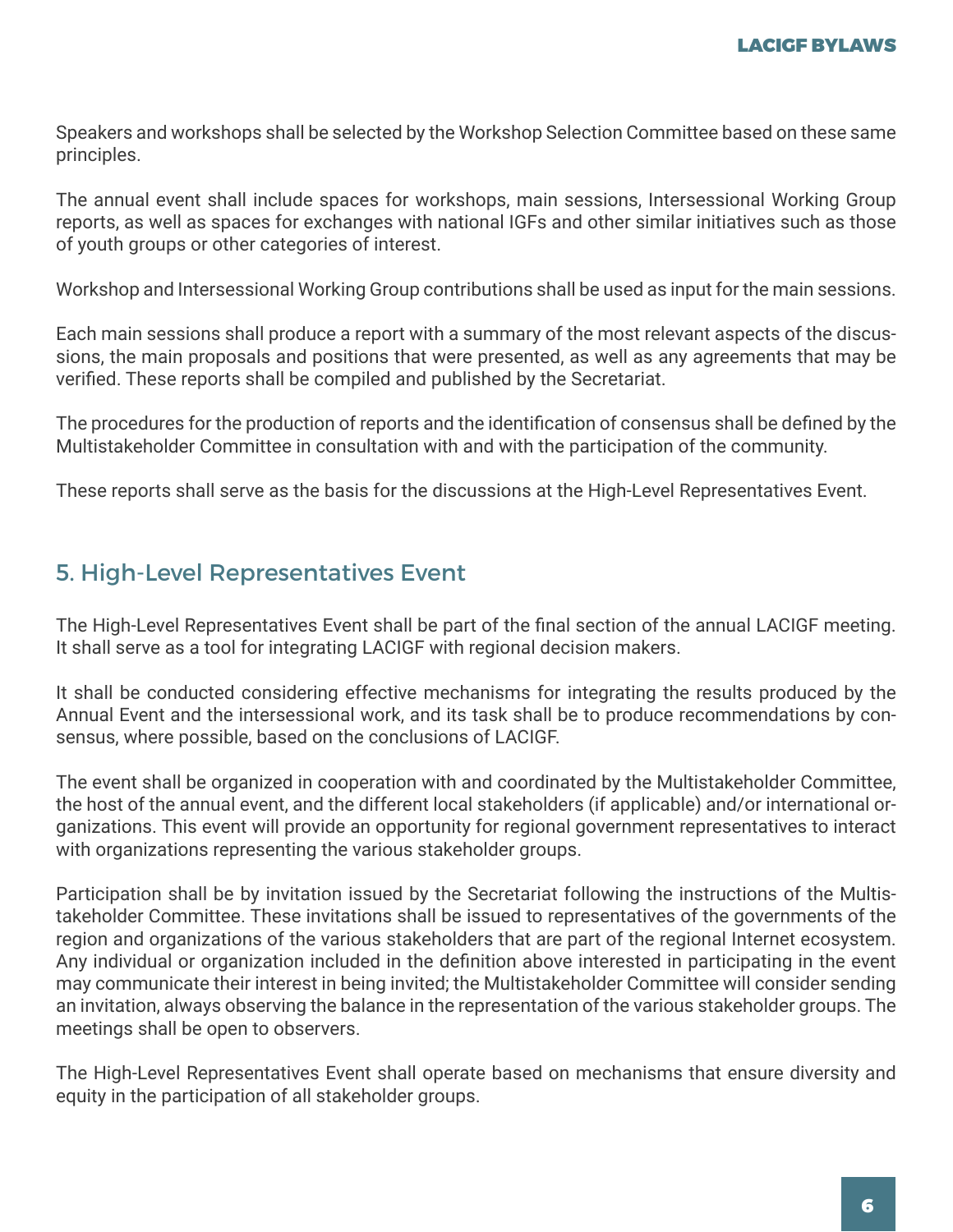Speakers and workshops shall be selected by the Workshop Selection Committee based on these same principles.

The annual event shall include spaces for workshops, main sessions, Intersessional Working Group reports, as well as spaces for exchanges with national IGFs and other similar initiatives such as those of youth groups or other categories of interest.

Workshop and Intersessional Working Group contributions shall be used as input for the main sessions.

Each main sessions shall produce a report with a summary of the most relevant aspects of the discussions, the main proposals and positions that were presented, as well as any agreements that may be verified. These reports shall be compiled and published by the Secretariat.

The procedures for the production of reports and the identification of consensus shall be defined by the Multistakeholder Committee in consultation with and with the participation of the community.

These reports shall serve as the basis for the discussions at the High-Level Representatives Event.

## 5. High-Level Representatives Event

The High-Level Representatives Event shall be part of the final section of the annual LACIGF meeting. It shall serve as a tool for integrating LACIGF with regional decision makers.

It shall be conducted considering effective mechanisms for integrating the results produced by the Annual Event and the intersessional work, and its task shall be to produce recommendations by consensus, where possible, based on the conclusions of LACIGF.

The event shall be organized in cooperation with and coordinated by the Multistakeholder Committee, the host of the annual event, and the different local stakeholders (if applicable) and/or international organizations. This event will provide an opportunity for regional government representatives to interact with organizations representing the various stakeholder groups.

Participation shall be by invitation issued by the Secretariat following the instructions of the Multistakeholder Committee. These invitations shall be issued to representatives of the governments of the region and organizations of the various stakeholders that are part of the regional Internet ecosystem. Any individual or organization included in the definition above interested in participating in the event may communicate their interest in being invited; the Multistakeholder Committee will consider sending an invitation, always observing the balance in the representation of the various stakeholder groups. The meetings shall be open to observers.

The High-Level Representatives Event shall operate based on mechanisms that ensure diversity and equity in the participation of all stakeholder groups.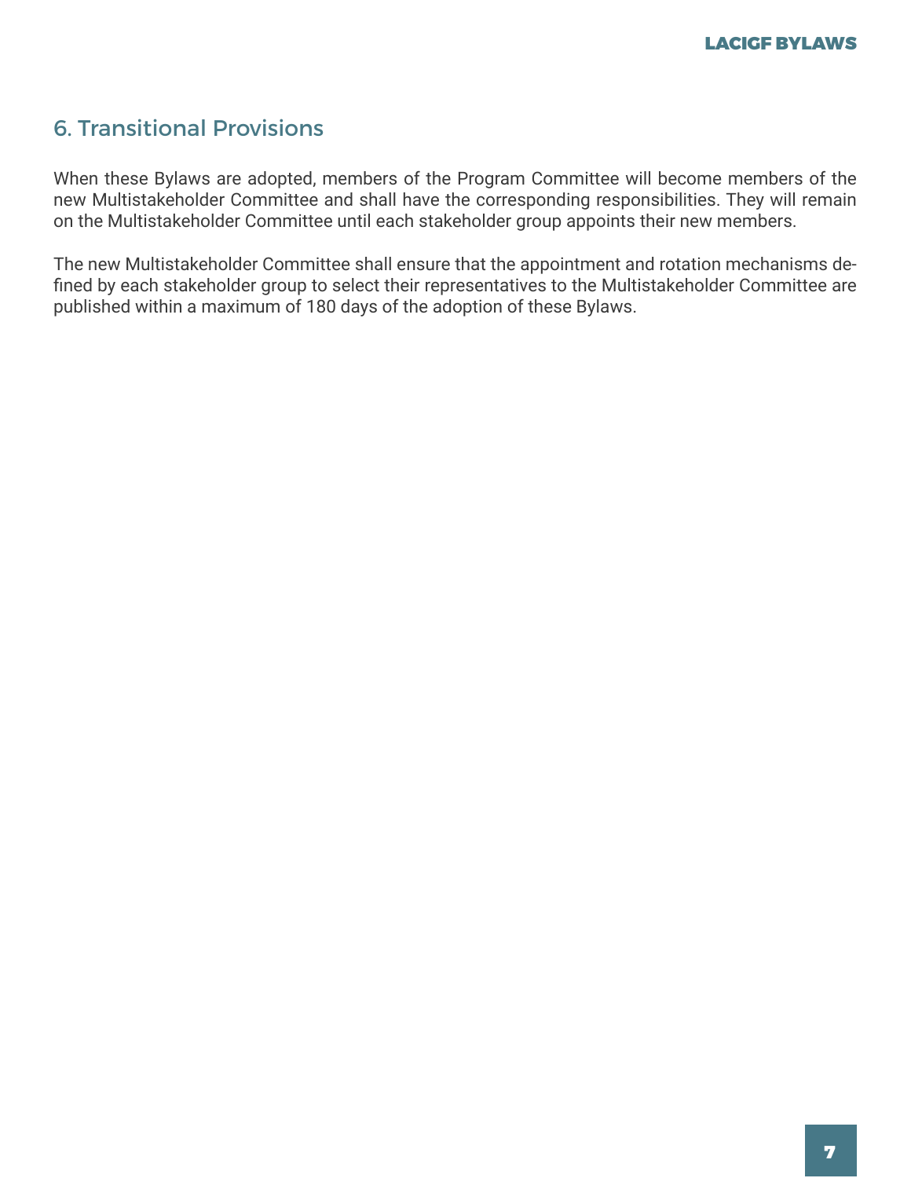## 6. Transitional Provisions

When these Bylaws are adopted, members of the Program Committee will become members of the new Multistakeholder Committee and shall have the corresponding responsibilities. They will remain on the Multistakeholder Committee until each stakeholder group appoints their new members.

The new Multistakeholder Committee shall ensure that the appointment and rotation mechanisms defined by each stakeholder group to select their representatives to the Multistakeholder Committee are published within a maximum of 180 days of the adoption of these Bylaws.